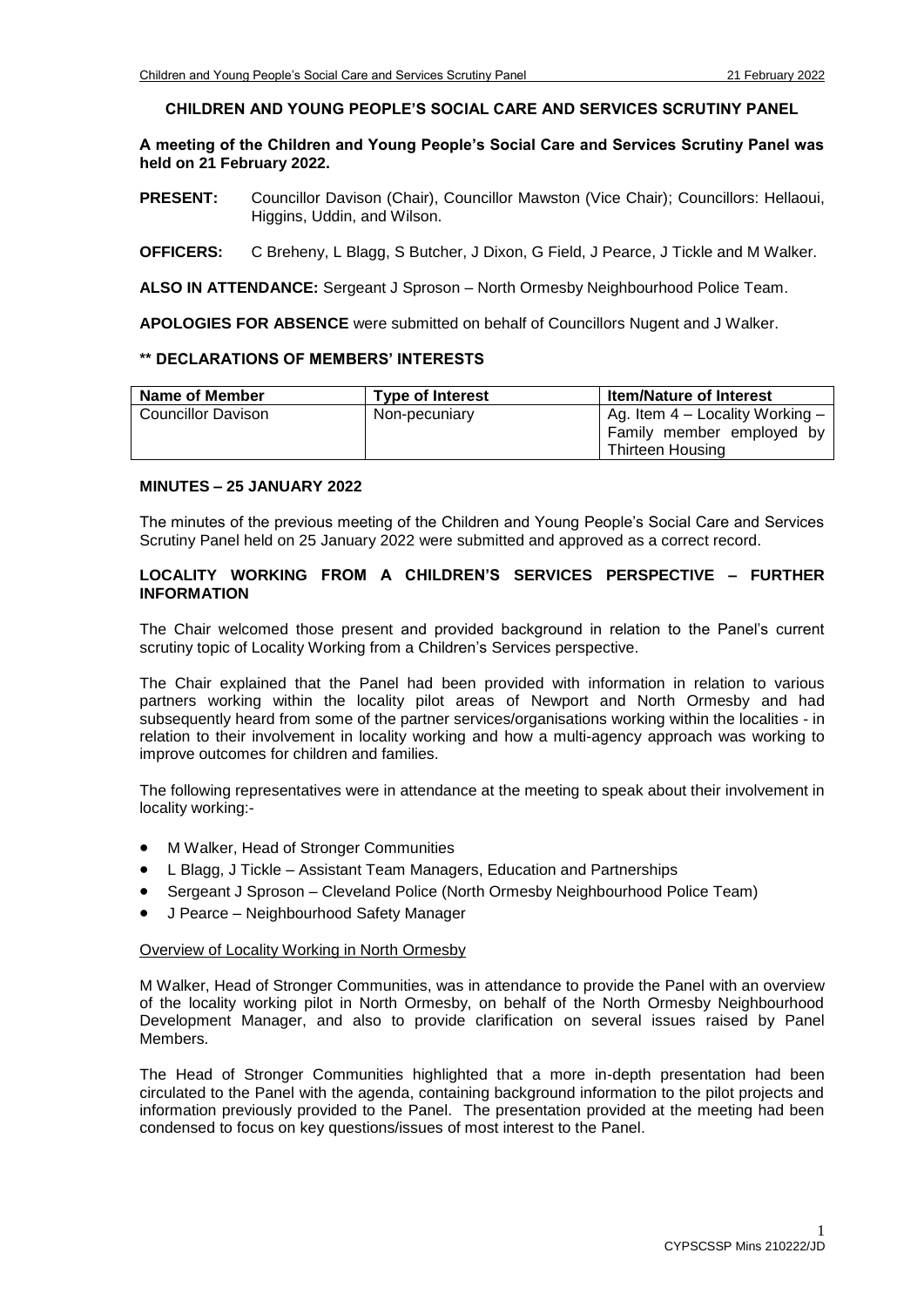# CHILDREN AND YOUNG PEOPLE'S SOCIAL CARE AND SERVICES SCRUTINY PANEL

**A meeting of the Children and Young People's Social Care and Services Scrutiny Panel was held on 21 February 2022.**

**PRESENT:** Councillor Davison (Chair), Councillor Mawston (Vice Chair); Councillors: Hellaoui, Higgins, Uddin, and Wilson.

**OFFICERS:** C Breheny, L Blagg, S Butcher, J Dixon, G Field, J Pearce, J Tickle and M Walker.

**ALSO IN ATTENDANCE:** Sergeant J Sproson – North Ormesby Neighbourhood Police Team.

**APOLOGIES FOR ABSENCE** were submitted on behalf of Councillors Nugent and J Walker.

## ** DECLARATIONS OF MEMBERS' INTERESTS

| Name of Member | Type of Interest | Item/Nature of Interest |
|---|---|---|
| Councillor Davison | Non-pecuniary | Ag. Item 4 – Locality Working – Family member employed by Thirteen Housing |

## MINUTES – 25 JANUARY 2022

The minutes of the previous meeting of the Children and Young People's Social Care and Services Scrutiny Panel held on 25 January 2022 were submitted and approved as a correct record.

## LOCALITY WORKING FROM A CHILDREN'S SERVICES PERSPECTIVE – FURTHER INFORMATION

The Chair welcomed those present and provided background in relation to the Panel's current scrutiny topic of Locality Working from a Children's Services perspective.

The Chair explained that the Panel had been provided with information in relation to various partners working within the locality pilot areas of Newport and North Ormesby and had subsequently heard from some of the partner services/organisations working within the localities - in relation to their involvement in locality working and how a multi-agency approach was working to improve outcomes for children and families.

The following representatives were in attendance at the meeting to speak about their involvement in locality working:-

- M Walker, Head of Stronger Communities
- L Blagg, J Tickle – Assistant Team Managers, Education and Partnerships
- Sergeant J Sproson – Cleveland Police (North Ormesby Neighbourhood Police Team)
- J Pearce – Neighbourhood Safety Manager

Overview of Locality Working in North Ormesby

M Walker, Head of Stronger Communities, was in attendance to provide the Panel with an overview of the locality working pilot in North Ormesby, on behalf of the North Ormesby Neighbourhood Development Manager, and also to provide clarification on several issues raised by Panel Members.

The Head of Stronger Communities highlighted that a more in-depth presentation had been circulated to the Panel with the agenda, containing background information to the pilot projects and information previously provided to the Panel. The presentation provided at the meeting had been condensed to focus on key questions/issues of most interest to the Panel.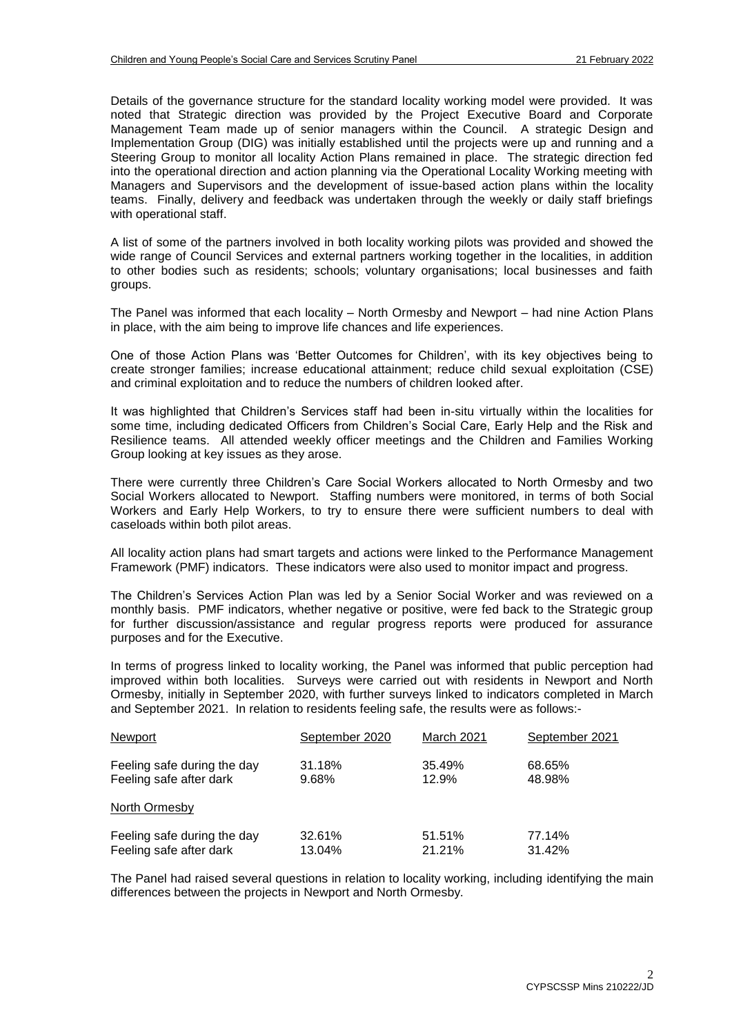Details of the governance structure for the standard locality working model were provided. It was noted that Strategic direction was provided by the Project Executive Board and Corporate Management Team made up of senior managers within the Council. A strategic Design and Implementation Group (DIG) was initially established until the projects were up and running and a Steering Group to monitor all locality Action Plans remained in place. The strategic direction fed into the operational direction and action planning via the Operational Locality Working meeting with Managers and Supervisors and the development of issue-based action plans within the locality teams. Finally, delivery and feedback was undertaken through the weekly or daily staff briefings with operational staff.

A list of some of the partners involved in both locality working pilots was provided and showed the wide range of Council Services and external partners working together in the localities, in addition to other bodies such as residents; schools; voluntary organisations; local businesses and faith groups.

The Panel was informed that each locality – North Ormesby and Newport – had nine Action Plans in place, with the aim being to improve life chances and life experiences.

One of those Action Plans was 'Better Outcomes for Children', with its key objectives being to create stronger families; increase educational attainment; reduce child sexual exploitation (CSE) and criminal exploitation and to reduce the numbers of children looked after.

It was highlighted that Children's Services staff had been in-situ virtually within the localities for some time, including dedicated Officers from Children's Social Care, Early Help and the Risk and Resilience teams. All attended weekly officer meetings and the Children and Families Working Group looking at key issues as they arose.

There were currently three Children's Care Social Workers allocated to North Ormesby and two Social Workers allocated to Newport. Staffing numbers were monitored, in terms of both Social Workers and Early Help Workers, to try to ensure there were sufficient numbers to deal with caseloads within both pilot areas.

All locality action plans had smart targets and actions were linked to the Performance Management Framework (PMF) indicators. These indicators were also used to monitor impact and progress.

The Children's Services Action Plan was led by a Senior Social Worker and was reviewed on a monthly basis. PMF indicators, whether negative or positive, were fed back to the Strategic group for further discussion/assistance and regular progress reports were produced for assurance purposes and for the Executive.

In terms of progress linked to locality working, the Panel was informed that public perception had improved within both localities. Surveys were carried out with residents in Newport and North Ormesby, initially in September 2020, with further surveys linked to indicators completed in March and September 2021. In relation to residents feeling safe, the results were as follows:-

| Newport | September 2020 | March 2021 | September 2021 |
|---|---|---|---|
| Feeling safe during the day | 31.18% | 35.49% | 68.65% |
| Feeling safe after dark | 9.68% | 12.9% | 48.98% |
| **North Ormesby** | | | |
| Feeling safe during the day | 32.61% | 51.51% | 77.14% |
| Feeling safe after dark | 13.04% | 21.21% | 31.42% |

The Panel had raised several questions in relation to locality working, including identifying the main differences between the projects in Newport and North Ormesby.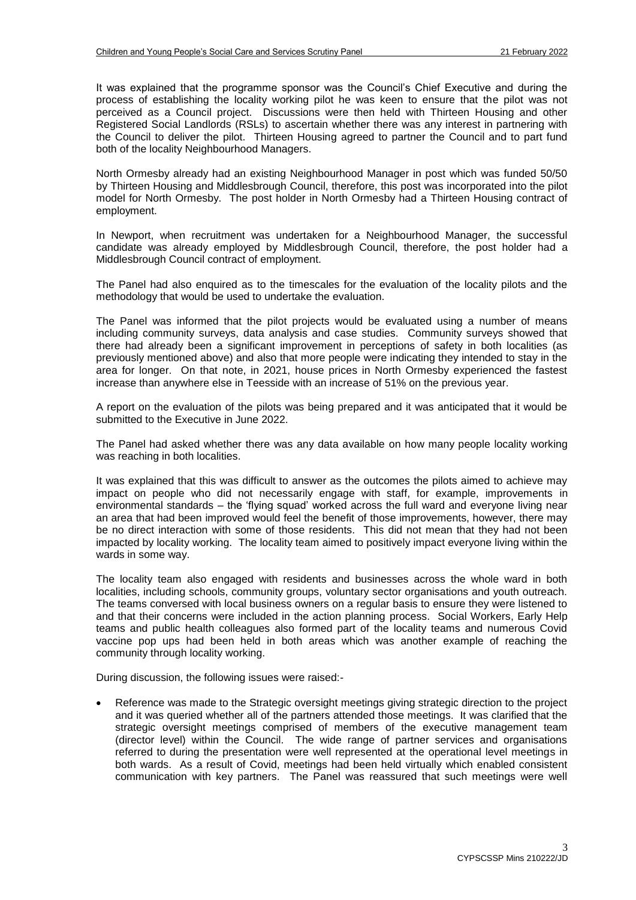It was explained that the programme sponsor was the Council's Chief Executive and during the process of establishing the locality working pilot he was keen to ensure that the pilot was not perceived as a Council project. Discussions were then held with Thirteen Housing and other Registered Social Landlords (RSLs) to ascertain whether there was any interest in partnering with the Council to deliver the pilot. Thirteen Housing agreed to partner the Council and to part fund both of the locality Neighbourhood Managers.

North Ormesby already had an existing Neighbourhood Manager in post which was funded 50/50 by Thirteen Housing and Middlesbrough Council, therefore, this post was incorporated into the pilot model for North Ormesby. The post holder in North Ormesby had a Thirteen Housing contract of employment.

In Newport, when recruitment was undertaken for a Neighbourhood Manager, the successful candidate was already employed by Middlesbrough Council, therefore, the post holder had a Middlesbrough Council contract of employment.

The Panel had also enquired as to the timescales for the evaluation of the locality pilots and the methodology that would be used to undertake the evaluation.

The Panel was informed that the pilot projects would be evaluated using a number of means including community surveys, data analysis and case studies. Community surveys showed that there had already been a significant improvement in perceptions of safety in both localities (as previously mentioned above) and also that more people were indicating they intended to stay in the area for longer. On that note, in 2021, house prices in North Ormesby experienced the fastest increase than anywhere else in Teesside with an increase of 51% on the previous year.

A report on the evaluation of the pilots was being prepared and it was anticipated that it would be submitted to the Executive in June 2022.

The Panel had asked whether there was any data available on how many people locality working was reaching in both localities.

It was explained that this was difficult to answer as the outcomes the pilots aimed to achieve may impact on people who did not necessarily engage with staff, for example, improvements in environmental standards – the 'flying squad' worked across the full ward and everyone living near an area that had been improved would feel the benefit of those improvements, however, there may be no direct interaction with some of those residents. This did not mean that they had not been impacted by locality working. The locality team aimed to positively impact everyone living within the wards in some way.

The locality team also engaged with residents and businesses across the whole ward in both localities, including schools, community groups, voluntary sector organisations and youth outreach. The teams conversed with local business owners on a regular basis to ensure they were listened to and that their concerns were included in the action planning process. Social Workers, Early Help teams and public health colleagues also formed part of the locality teams and numerous Covid vaccine pop ups had been held in both areas which was another example of reaching the community through locality working.

During discussion, the following issues were raised:-

- Reference was made to the Strategic oversight meetings giving strategic direction to the project and it was queried whether all of the partners attended those meetings. It was clarified that the strategic oversight meetings comprised of members of the executive management team (director level) within the Council. The wide range of partner services and organisations referred to during the presentation were well represented at the operational level meetings in both wards. As a result of Covid, meetings had been held virtually which enabled consistent communication with key partners. The Panel was reassured that such meetings were well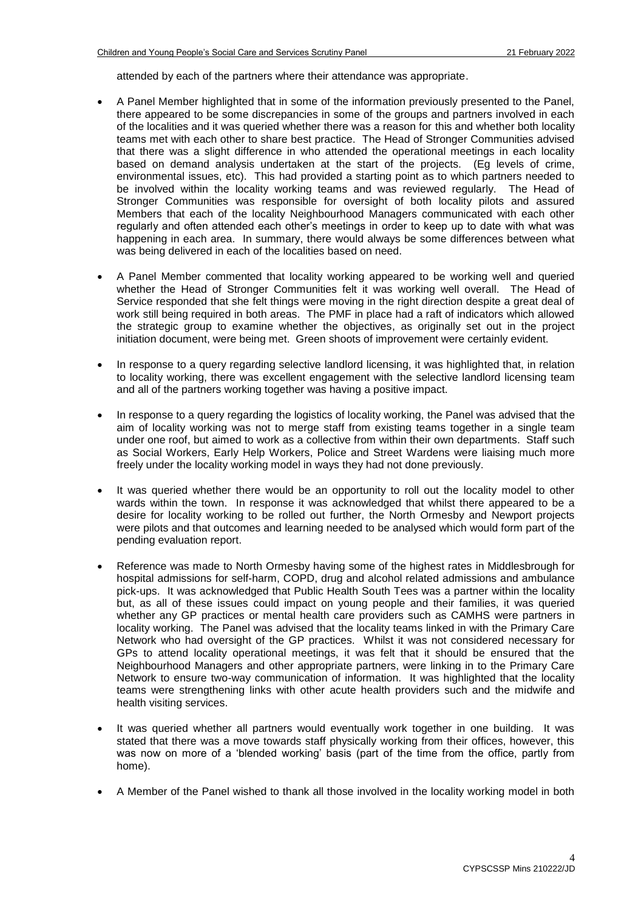attended by each of the partners where their attendance was appropriate.

- A Panel Member highlighted that in some of the information previously presented to the Panel, there appeared to be some discrepancies in some of the groups and partners involved in each of the localities and it was queried whether there was a reason for this and whether both locality teams met with each other to share best practice. The Head of Stronger Communities advised that there was a slight difference in who attended the operational meetings in each locality based on demand analysis undertaken at the start of the projects. (Eg levels of crime, environmental issues, etc). This had provided a starting point as to which partners needed to be involved within the locality working teams and was reviewed regularly. The Head of Stronger Communities was responsible for oversight of both locality pilots and assured Members that each of the locality Neighbourhood Managers communicated with each other regularly and often attended each other's meetings in order to keep up to date with what was happening in each area. In summary, there would always be some differences between what was being delivered in each of the localities based on need.

- A Panel Member commented that locality working appeared to be working well and queried whether the Head of Stronger Communities felt it was working well overall. The Head of Service responded that she felt things were moving in the right direction despite a great deal of work still being required in both areas. The PMF in place had a raft of indicators which allowed the strategic group to examine whether the objectives, as originally set out in the project initiation document, were being met. Green shoots of improvement were certainly evident.

- In response to a query regarding selective landlord licensing, it was highlighted that, in relation to locality working, there was excellent engagement with the selective landlord licensing team and all of the partners working together was having a positive impact.

- In response to a query regarding the logistics of locality working, the Panel was advised that the aim of locality working was not to merge staff from existing teams together in a single team under one roof, but aimed to work as a collective from within their own departments. Staff such as Social Workers, Early Help Workers, Police and Street Wardens were liaising much more freely under the locality working model in ways they had not done previously.

- It was queried whether there would be an opportunity to roll out the locality model to other wards within the town. In response it was acknowledged that whilst there appeared to be a desire for locality working to be rolled out further, the North Ormesby and Newport projects were pilots and that outcomes and learning needed to be analysed which would form part of the pending evaluation report.

- Reference was made to North Ormesby having some of the highest rates in Middlesbrough for hospital admissions for self-harm, COPD, drug and alcohol related admissions and ambulance pick-ups. It was acknowledged that Public Health South Tees was a partner within the locality but, as all of these issues could impact on young people and their families, it was queried whether any GP practices or mental health care providers such as CAMHS were partners in locality working. The Panel was advised that the locality teams linked in with the Primary Care Network who had oversight of the GP practices. Whilst it was not considered necessary for GPs to attend locality operational meetings, it was felt that it should be ensured that the Neighbourhood Managers and other appropriate partners, were linking in to the Primary Care Network to ensure two-way communication of information. It was highlighted that the locality teams were strengthening links with other acute health providers such and the midwife and health visiting services.

- It was queried whether all partners would eventually work together in one building. It was stated that there was a move towards staff physically working from their offices, however, this was now on more of a 'blended working' basis (part of the time from the office, partly from home).

- A Member of the Panel wished to thank all those involved in the locality working model in both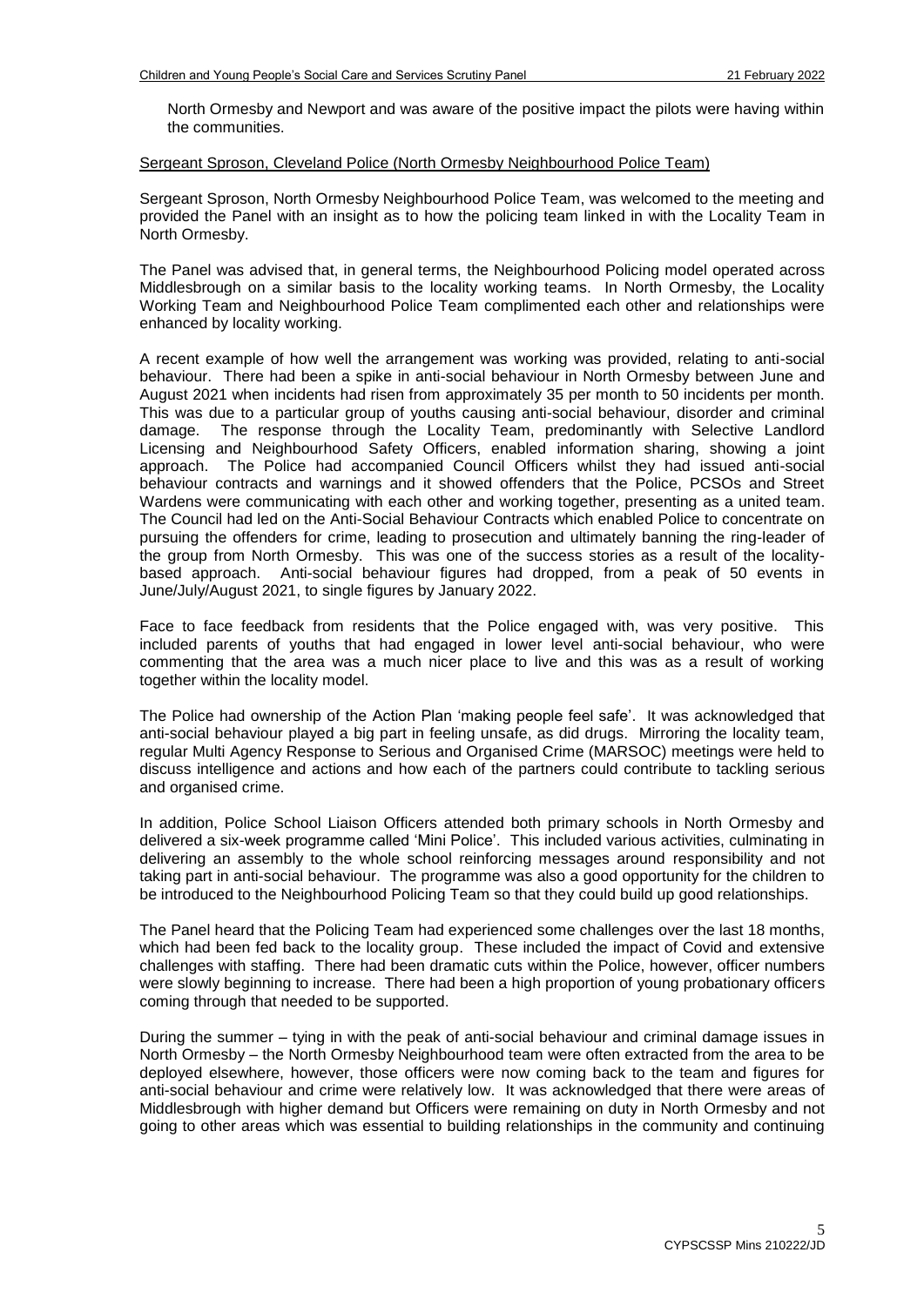North Ormesby and Newport and was aware of the positive impact the pilots were having within the communities.

Sergeant Sproson, Cleveland Police (North Ormesby Neighbourhood Police Team)

Sergeant Sproson, North Ormesby Neighbourhood Police Team, was welcomed to the meeting and provided the Panel with an insight as to how the policing team linked in with the Locality Team in North Ormesby.

The Panel was advised that, in general terms, the Neighbourhood Policing model operated across Middlesbrough on a similar basis to the locality working teams. In North Ormesby, the Locality Working Team and Neighbourhood Police Team complimented each other and relationships were enhanced by locality working.

A recent example of how well the arrangement was working was provided, relating to anti-social behaviour. There had been a spike in anti-social behaviour in North Ormesby between June and August 2021 when incidents had risen from approximately 35 per month to 50 incidents per month. This was due to a particular group of youths causing anti-social behaviour, disorder and criminal damage. The response through the Locality Team, predominantly with Selective Landlord Licensing and Neighbourhood Safety Officers, enabled information sharing, showing a joint approach. The Police had accompanied Council Officers whilst they had issued anti-social behaviour contracts and warnings and it showed offenders that the Police, PCSOs and Street Wardens were communicating with each other and working together, presenting as a united team. The Council had led on the Anti-Social Behaviour Contracts which enabled Police to concentrate on pursuing the offenders for crime, leading to prosecution and ultimately banning the ring-leader of the group from North Ormesby. This was one of the success stories as a result of the locality-based approach. Anti-social behaviour figures had dropped, from a peak of 50 events in June/July/August 2021, to single figures by January 2022.

Face to face feedback from residents that the Police engaged with, was very positive. This included parents of youths that had engaged in lower level anti-social behaviour, who were commenting that the area was a much nicer place to live and this was as a result of working together within the locality model.

The Police had ownership of the Action Plan 'making people feel safe'. It was acknowledged that anti-social behaviour played a big part in feeling unsafe, as did drugs. Mirroring the locality team, regular Multi Agency Response to Serious and Organised Crime (MARSOC) meetings were held to discuss intelligence and actions and how each of the partners could contribute to tackling serious and organised crime.

In addition, Police School Liaison Officers attended both primary schools in North Ormesby and delivered a six-week programme called 'Mini Police'. This included various activities, culminating in delivering an assembly to the whole school reinforcing messages around responsibility and not taking part in anti-social behaviour. The programme was also a good opportunity for the children to be introduced to the Neighbourhood Policing Team so that they could build up good relationships.

The Panel heard that the Policing Team had experienced some challenges over the last 18 months, which had been fed back to the locality group. These included the impact of Covid and extensive challenges with staffing. There had been dramatic cuts within the Police, however, officer numbers were slowly beginning to increase. There had been a high proportion of young probationary officers coming through that needed to be supported.

During the summer – tying in with the peak of anti-social behaviour and criminal damage issues in North Ormesby – the North Ormesby Neighbourhood team were often extracted from the area to be deployed elsewhere, however, those officers were now coming back to the team and figures for anti-social behaviour and crime were relatively low. It was acknowledged that there were areas of Middlesbrough with higher demand but Officers were remaining on duty in North Ormesby and not going to other areas which was essential to building relationships in the community and continuing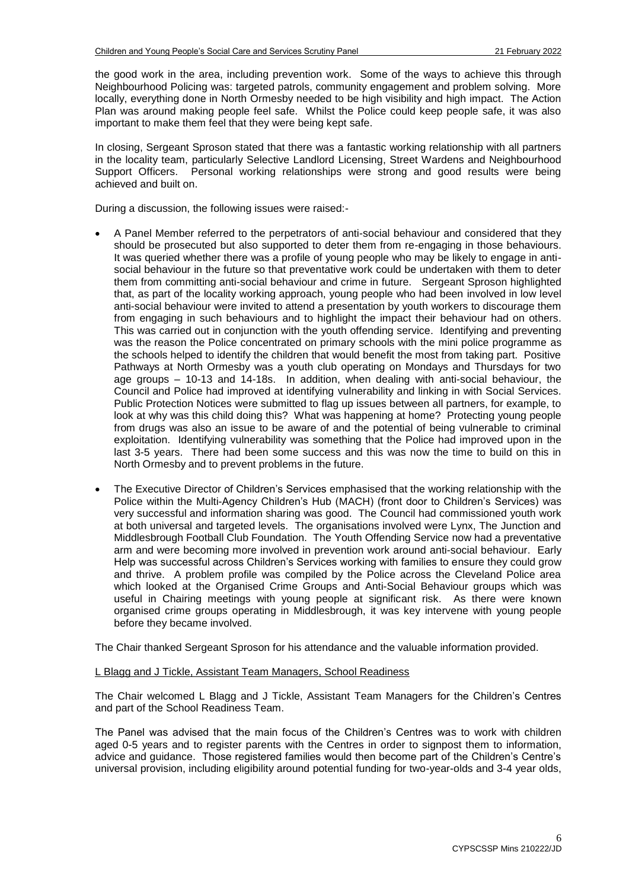the good work in the area, including prevention work. Some of the ways to achieve this through Neighbourhood Policing was: targeted patrols, community engagement and problem solving. More locally, everything done in North Ormesby needed to be high visibility and high impact. The Action Plan was around making people feel safe. Whilst the Police could keep people safe, it was also important to make them feel that they were being kept safe.

In closing, Sergeant Sproson stated that there was a fantastic working relationship with all partners in the locality team, particularly Selective Landlord Licensing, Street Wardens and Neighbourhood Support Officers. Personal working relationships were strong and good results were being achieved and built on.

During a discussion, the following issues were raised:-

- A Panel Member referred to the perpetrators of anti-social behaviour and considered that they should be prosecuted but also supported to deter them from re-engaging in those behaviours. It was queried whether there was a profile of young people who may be likely to engage in anti-social behaviour in the future so that preventative work could be undertaken with them to deter them from committing anti-social behaviour and crime in future. Sergeant Sproson highlighted that, as part of the locality working approach, young people who had been involved in low level anti-social behaviour were invited to attend a presentation by youth workers to discourage them from engaging in such behaviours and to highlight the impact their behaviour had on others. This was carried out in conjunction with the youth offending service. Identifying and preventing was the reason the Police concentrated on primary schools with the mini police programme as the schools helped to identify the children that would benefit the most from taking part. Positive Pathways at North Ormesby was a youth club operating on Mondays and Thursdays for two age groups – 10-13 and 14-18s. In addition, when dealing with anti-social behaviour, the Council and Police had improved at identifying vulnerability and linking in with Social Services. Public Protection Notices were submitted to flag up issues between all partners, for example, to look at why was this child doing this? What was happening at home? Protecting young people from drugs was also an issue to be aware of and the potential of being vulnerable to criminal exploitation. Identifying vulnerability was something that the Police had improved upon in the last 3-5 years. There had been some success and this was now the time to build on this in North Ormesby and to prevent problems in the future.

- The Executive Director of Children's Services emphasised that the working relationship with the Police within the Multi-Agency Children's Hub (MACH) (front door to Children's Services) was very successful and information sharing was good. The Council had commissioned youth work at both universal and targeted levels. The organisations involved were Lynx, The Junction and Middlesbrough Football Club Foundation. The Youth Offending Service now had a preventative arm and were becoming more involved in prevention work around anti-social behaviour. Early Help was successful across Children's Services working with families to ensure they could grow and thrive. A problem profile was compiled by the Police across the Cleveland Police area which looked at the Organised Crime Groups and Anti-Social Behaviour groups which was useful in Chairing meetings with young people at significant risk. As there were known organised crime groups operating in Middlesbrough, it was key intervene with young people before they became involved.

The Chair thanked Sergeant Sproson for his attendance and the valuable information provided.

<u>L Blagg and J Tickle, Assistant Team Managers, School Readiness</u>

The Chair welcomed L Blagg and J Tickle, Assistant Team Managers for the Children's Centres and part of the School Readiness Team.

The Panel was advised that the main focus of the Children's Centres was to work with children aged 0-5 years and to register parents with the Centres in order to signpost them to information, advice and guidance. Those registered families would then become part of the Children's Centre's universal provision, including eligibility around potential funding for two-year-olds and 3-4 year olds,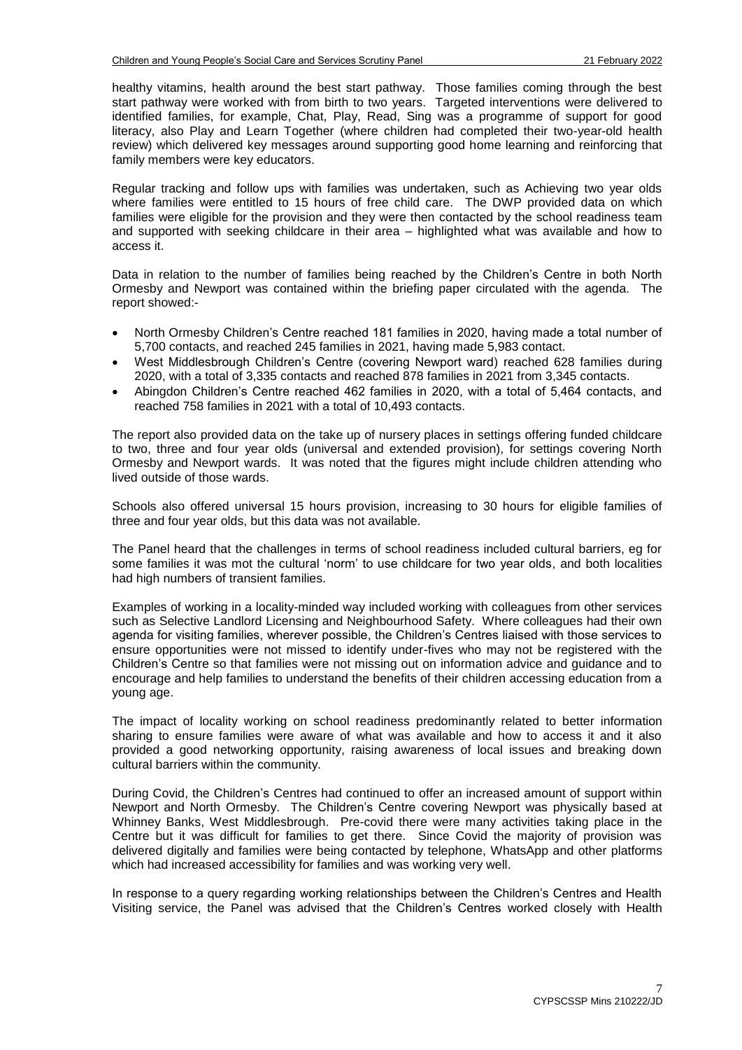healthy vitamins, health around the best start pathway. Those families coming through the best start pathway were worked with from birth to two years. Targeted interventions were delivered to identified families, for example, Chat, Play, Read, Sing was a programme of support for good literacy, also Play and Learn Together (where children had completed their two-year-old health review) which delivered key messages around supporting good home learning and reinforcing that family members were key educators.

Regular tracking and follow ups with families was undertaken, such as Achieving two year olds where families were entitled to 15 hours of free child care. The DWP provided data on which families were eligible for the provision and they were then contacted by the school readiness team and supported with seeking childcare in their area – highlighted what was available and how to access it.

Data in relation to the number of families being reached by the Children's Centre in both North Ormesby and Newport was contained within the briefing paper circulated with the agenda. The report showed:-

- North Ormesby Children's Centre reached 181 families in 2020, having made a total number of 5,700 contacts, and reached 245 families in 2021, having made 5,983 contact.
- West Middlesbrough Children's Centre (covering Newport ward) reached 628 families during 2020, with a total of 3,335 contacts and reached 878 families in 2021 from 3,345 contacts.
- Abingdon Children's Centre reached 462 families in 2020, with a total of 5,464 contacts, and reached 758 families in 2021 with a total of 10,493 contacts.

The report also provided data on the take up of nursery places in settings offering funded childcare to two, three and four year olds (universal and extended provision), for settings covering North Ormesby and Newport wards. It was noted that the figures might include children attending who lived outside of those wards.

Schools also offered universal 15 hours provision, increasing to 30 hours for eligible families of three and four year olds, but this data was not available.

The Panel heard that the challenges in terms of school readiness included cultural barriers, eg for some families it was mot the cultural 'norm' to use childcare for two year olds, and both localities had high numbers of transient families.

Examples of working in a locality-minded way included working with colleagues from other services such as Selective Landlord Licensing and Neighbourhood Safety. Where colleagues had their own agenda for visiting families, wherever possible, the Children's Centres liaised with those services to ensure opportunities were not missed to identify under-fives who may not be registered with the Children's Centre so that families were not missing out on information advice and guidance and to encourage and help families to understand the benefits of their children accessing education from a young age.

The impact of locality working on school readiness predominantly related to better information sharing to ensure families were aware of what was available and how to access it and it also provided a good networking opportunity, raising awareness of local issues and breaking down cultural barriers within the community.

During Covid, the Children's Centres had continued to offer an increased amount of support within Newport and North Ormesby. The Children's Centre covering Newport was physically based at Whinney Banks, West Middlesbrough. Pre-covid there were many activities taking place in the Centre but it was difficult for families to get there. Since Covid the majority of provision was delivered digitally and families were being contacted by telephone, WhatsApp and other platforms which had increased accessibility for families and was working very well.

In response to a query regarding working relationships between the Children's Centres and Health Visiting service, the Panel was advised that the Children's Centres worked closely with Health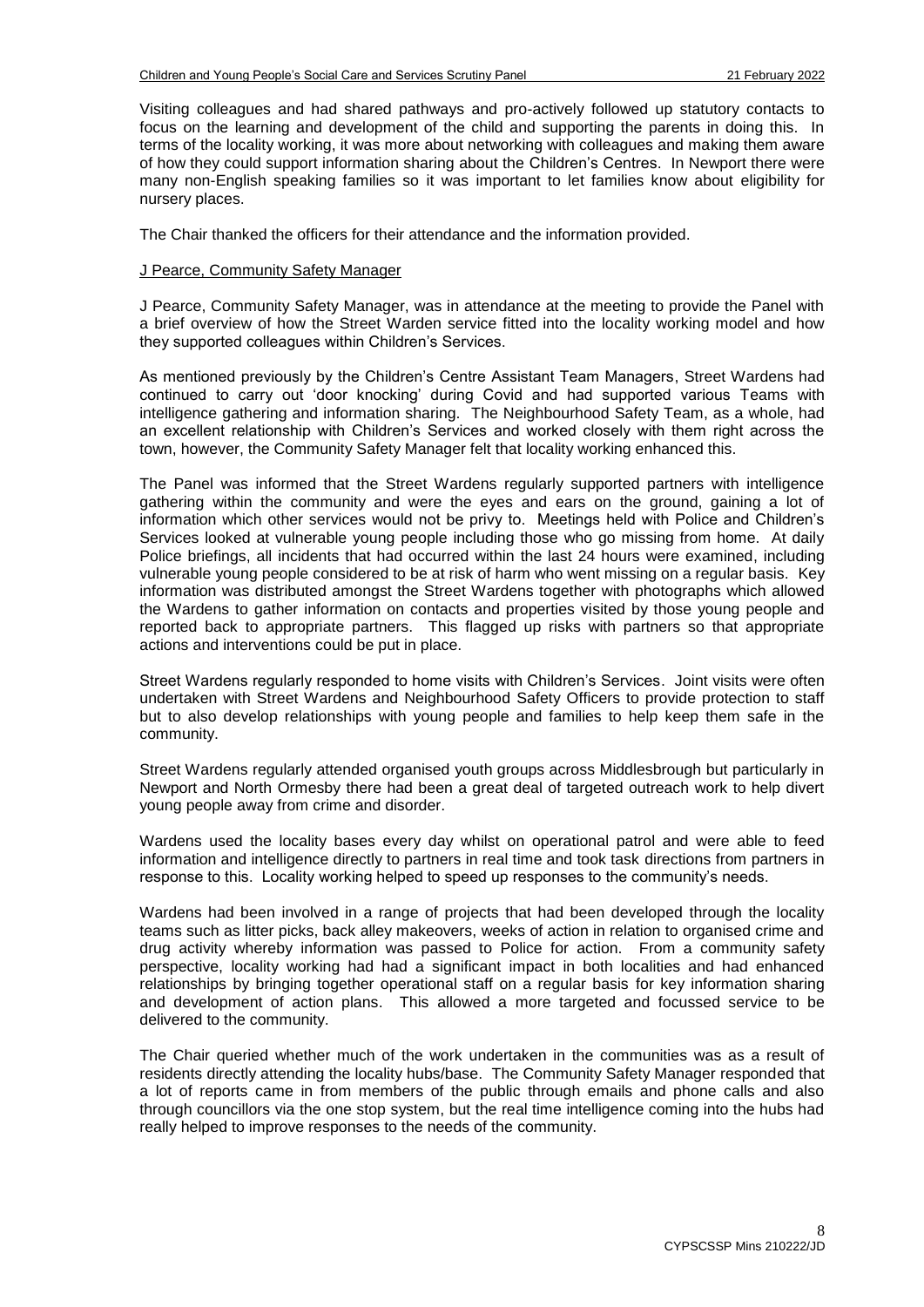Visiting colleagues and had shared pathways and pro-actively followed up statutory contacts to focus on the learning and development of the child and supporting the parents in doing this. In terms of the locality working, it was more about networking with colleagues and making them aware of how they could support information sharing about the Children's Centres. In Newport there were many non-English speaking families so it was important to let families know about eligibility for nursery places.

The Chair thanked the officers for their attendance and the information provided.

J Pearce, Community Safety Manager

J Pearce, Community Safety Manager, was in attendance at the meeting to provide the Panel with a brief overview of how the Street Warden service fitted into the locality working model and how they supported colleagues within Children's Services.

As mentioned previously by the Children's Centre Assistant Team Managers, Street Wardens had continued to carry out 'door knocking' during Covid and had supported various Teams with intelligence gathering and information sharing. The Neighbourhood Safety Team, as a whole, had an excellent relationship with Children's Services and worked closely with them right across the town, however, the Community Safety Manager felt that locality working enhanced this.

The Panel was informed that the Street Wardens regularly supported partners with intelligence gathering within the community and were the eyes and ears on the ground, gaining a lot of information which other services would not be privy to. Meetings held with Police and Children's Services looked at vulnerable young people including those who go missing from home. At daily Police briefings, all incidents that had occurred within the last 24 hours were examined, including vulnerable young people considered to be at risk of harm who went missing on a regular basis. Key information was distributed amongst the Street Wardens together with photographs which allowed the Wardens to gather information on contacts and properties visited by those young people and reported back to appropriate partners. This flagged up risks with partners so that appropriate actions and interventions could be put in place.

Street Wardens regularly responded to home visits with Children's Services. Joint visits were often undertaken with Street Wardens and Neighbourhood Safety Officers to provide protection to staff but to also develop relationships with young people and families to help keep them safe in the community.

Street Wardens regularly attended organised youth groups across Middlesbrough but particularly in Newport and North Ormesby there had been a great deal of targeted outreach work to help divert young people away from crime and disorder.

Wardens used the locality bases every day whilst on operational patrol and were able to feed information and intelligence directly to partners in real time and took task directions from partners in response to this. Locality working helped to speed up responses to the community's needs.

Wardens had been involved in a range of projects that had been developed through the locality teams such as litter picks, back alley makeovers, weeks of action in relation to organised crime and drug activity whereby information was passed to Police for action. From a community safety perspective, locality working had had a significant impact in both localities and had enhanced relationships by bringing together operational staff on a regular basis for key information sharing and development of action plans. This allowed a more targeted and focussed service to be delivered to the community.

The Chair queried whether much of the work undertaken in the communities was as a result of residents directly attending the locality hubs/base. The Community Safety Manager responded that a lot of reports came in from members of the public through emails and phone calls and also through councillors via the one stop system, but the real time intelligence coming into the hubs had really helped to improve responses to the needs of the community.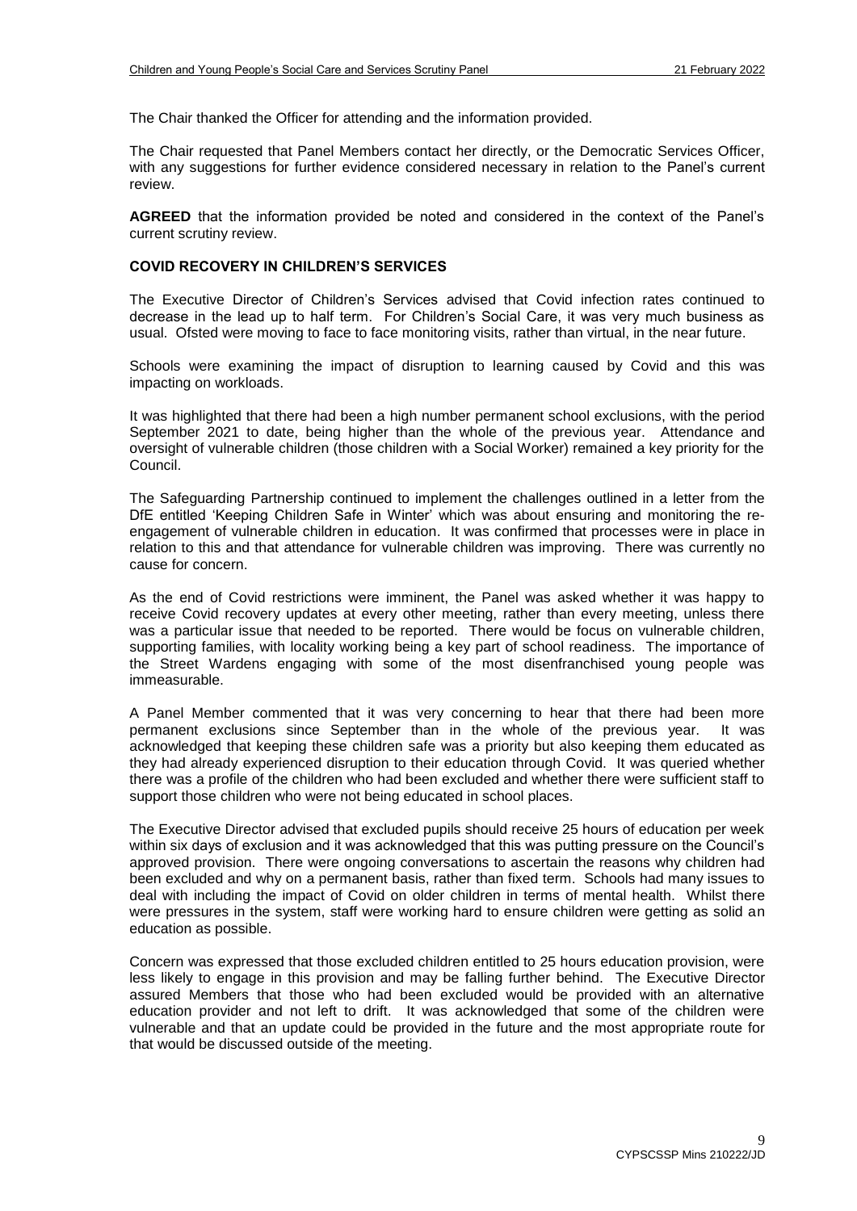The Chair thanked the Officer for attending and the information provided.

The Chair requested that Panel Members contact her directly, or the Democratic Services Officer, with any suggestions for further evidence considered necessary in relation to the Panel's current review.

**AGREED** that the information provided be noted and considered in the context of the Panel's current scrutiny review.

## COVID RECOVERY IN CHILDREN'S SERVICES

The Executive Director of Children's Services advised that Covid infection rates continued to decrease in the lead up to half term. For Children's Social Care, it was very much business as usual. Ofsted were moving to face to face monitoring visits, rather than virtual, in the near future.

Schools were examining the impact of disruption to learning caused by Covid and this was impacting on workloads.

It was highlighted that there had been a high number permanent school exclusions, with the period September 2021 to date, being higher than the whole of the previous year. Attendance and oversight of vulnerable children (those children with a Social Worker) remained a key priority for the Council.

The Safeguarding Partnership continued to implement the challenges outlined in a letter from the DfE entitled 'Keeping Children Safe in Winter' which was about ensuring and monitoring the re-engagement of vulnerable children in education. It was confirmed that processes were in place in relation to this and that attendance for vulnerable children was improving. There was currently no cause for concern.

As the end of Covid restrictions were imminent, the Panel was asked whether it was happy to receive Covid recovery updates at every other meeting, rather than every meeting, unless there was a particular issue that needed to be reported. There would be focus on vulnerable children, supporting families, with locality working being a key part of school readiness. The importance of the Street Wardens engaging with some of the most disenfranchised young people was immeasurable.

A Panel Member commented that it was very concerning to hear that there had been more permanent exclusions since September than in the whole of the previous year. It was acknowledged that keeping these children safe was a priority but also keeping them educated as they had already experienced disruption to their education through Covid. It was queried whether there was a profile of the children who had been excluded and whether there were sufficient staff to support those children who were not being educated in school places.

The Executive Director advised that excluded pupils should receive 25 hours of education per week within six days of exclusion and it was acknowledged that this was putting pressure on the Council's approved provision. There were ongoing conversations to ascertain the reasons why children had been excluded and why on a permanent basis, rather than fixed term. Schools had many issues to deal with including the impact of Covid on older children in terms of mental health. Whilst there were pressures in the system, staff were working hard to ensure children were getting as solid an education as possible.

Concern was expressed that those excluded children entitled to 25 hours education provision, were less likely to engage in this provision and may be falling further behind. The Executive Director assured Members that those who had been excluded would be provided with an alternative education provider and not left to drift. It was acknowledged that some of the children were vulnerable and that an update could be provided in the future and the most appropriate route for that would be discussed outside of the meeting.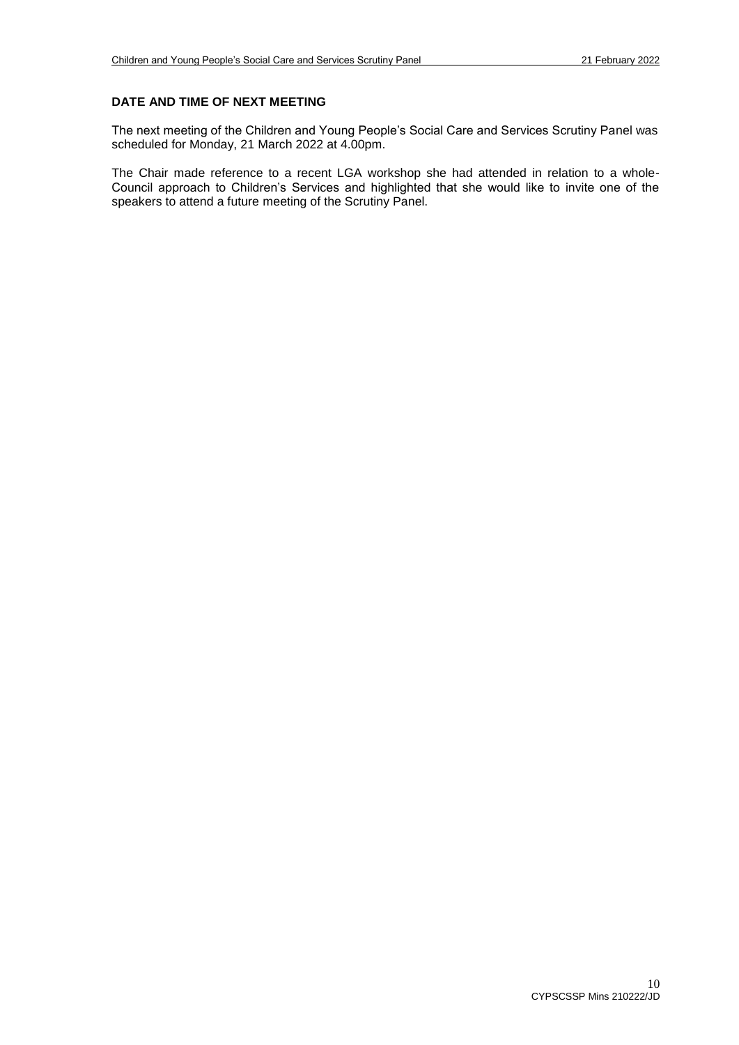**DATE AND TIME OF NEXT MEETING**

The next meeting of the Children and Young People's Social Care and Services Scrutiny Panel was scheduled for Monday, 21 March 2022 at 4.00pm.

The Chair made reference to a recent LGA workshop she had attended in relation to a whole-Council approach to Children's Services and highlighted that she would like to invite one of the speakers to attend a future meeting of the Scrutiny Panel.